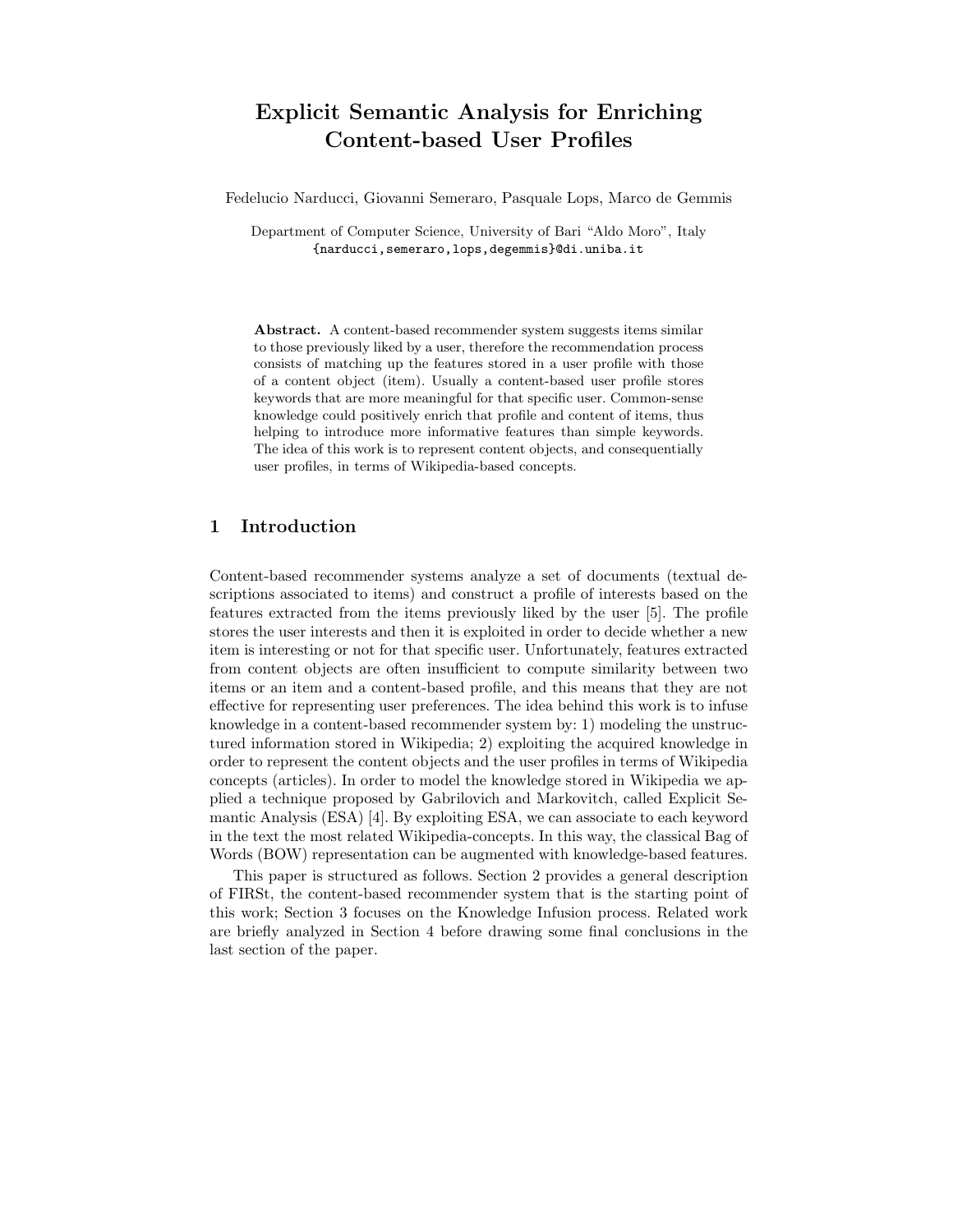# Explicit Semantic Analysis for Enriching Content-based User Profiles

Fedelucio Narducci, Giovanni Semeraro, Pasquale Lops, Marco de Gemmis

Department of Computer Science, University of Bari "Aldo Moro", Italy
{narducci,semeraro,lops,degemmis}@di.uniba.it

**Abstract.** A content-based recommender system suggests items similar to those previously liked by a user, therefore the recommendation process consists of matching up the features stored in a user profile with those of a content object (item). Usually a content-based user profile stores keywords that are more meaningful for that specific user. Common-sense knowledge could positively enrich that profile and content of items, thus helping to introduce more informative features than simple keywords. The idea of this work is to represent content objects, and consequentially user profiles, in terms of Wikipedia-based concepts.

## 1 Introduction

Content-based recommender systems analyze a set of documents (textual descriptions associated to items) and construct a profile of interests based on the features extracted from the items previously liked by the user [5]. The profile stores the user interests and then it is exploited in order to decide whether a new item is interesting or not for that specific user. Unfortunately, features extracted from content objects are often insufficient to compute similarity between two items or an item and a content-based profile, and this means that they are not effective for representing user preferences. The idea behind this work is to infuse knowledge in a content-based recommender system by: 1) modeling the unstructured information stored in Wikipedia; 2) exploiting the acquired knowledge in order to represent the content objects and the user profiles in terms of Wikipedia concepts (articles). In order to model the knowledge stored in Wikipedia we applied a technique proposed by Gabrilovich and Markovitch, called Explicit Semantic Analysis (ESA) [4]. By exploiting ESA, we can associate to each keyword in the text the most related Wikipedia-concepts. In this way, the classical Bag of Words (BOW) representation can be augmented with knowledge-based features.

This paper is structured as follows. Section 2 provides a general description of FIRSt, the content-based recommender system that is the starting point of this work; Section 3 focuses on the Knowledge Infusion process. Related work are briefly analyzed in Section 4 before drawing some final conclusions in the last section of the paper.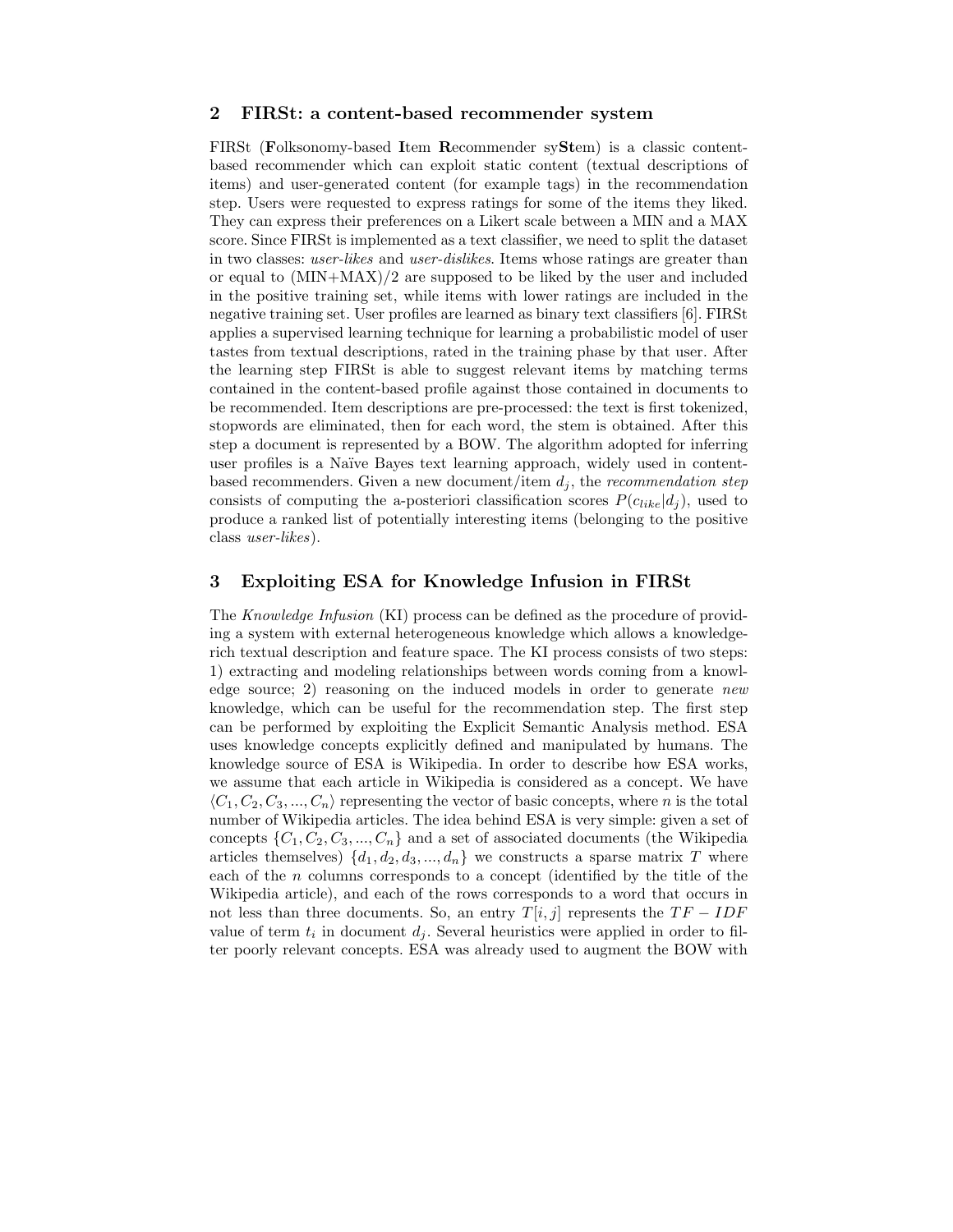## 2 FIRSt: a content-based recommender system

FIRSt (**F**olksonomy-based **I**tem **R**ecommender sy**St**em) is a classic content-based recommender which can exploit static content (textual descriptions of items) and user-generated content (for example tags) in the recommendation step. Users were requested to express ratings for some of the items they liked. They can express their preferences on a Likert scale between a MIN and a MAX score. Since FIRSt is implemented as a text classifier, we need to split the dataset in two classes: *user-likes* and *user-dislikes*. Items whose ratings are greater than or equal to (MIN+MAX)/2 are supposed to be liked by the user and included in the positive training set, while items with lower ratings are included in the negative training set. User profiles are learned as binary text classifiers [6]. FIRSt applies a supervised learning technique for learning a probabilistic model of user tastes from textual descriptions, rated in the training phase by that user. After the learning step FIRSt is able to suggest relevant items by matching terms contained in the content-based profile against those contained in documents to be recommended. Item descriptions are pre-processed: the text is first tokenized, stopwords are eliminated, then for each word, the stem is obtained. After this step a document is represented by a BOW. The algorithm adopted for inferring user profiles is a Naïve Bayes text learning approach, widely used in content-based recommenders. Given a new document/item $d_j$, the *recommendation step* consists of computing the a-posteriori classification scores $P(c_{like}|d_j)$, used to produce a ranked list of potentially interesting items (belonging to the positive class *user-likes*).

## 3 Exploiting ESA for Knowledge Infusion in FIRSt

The *Knowledge Infusion* (KI) process can be defined as the procedure of providing a system with external heterogeneous knowledge which allows a knowledge-rich textual description and feature space. The KI process consists of two steps: 1) extracting and modeling relationships between words coming from a knowledge source; 2) reasoning on the induced models in order to generate *new* knowledge, which can be useful for the recommendation step. The first step can be performed by exploiting the Explicit Semantic Analysis method. ESA uses knowledge concepts explicitly defined and manipulated by humans. The knowledge source of ESA is Wikipedia. In order to describe how ESA works, we assume that each article in Wikipedia is considered as a concept. We have $\langle C_1, C_2, C_3, ..., C_n \rangle$ representing the vector of basic concepts, where $n$ is the total number of Wikipedia articles. The idea behind ESA is very simple: given a set of concepts $\{C_1, C_2, C_3, ..., C_n\}$ and a set of associated documents (the Wikipedia articles themselves) $\{d_1, d_2, d_3, ..., d_n\}$ we constructs a sparse matrix $T$ where each of the $n$ columns corresponds to a concept (identified by the title of the Wikipedia article), and each of the rows corresponds to a word that occurs in not less than three documents. So, an entry $T[i, j]$ represents the $TF - IDF$ value of term $t_i$ in document $d_j$. Several heuristics were applied in order to filter poorly relevant concepts. ESA was already used to augment the BOW with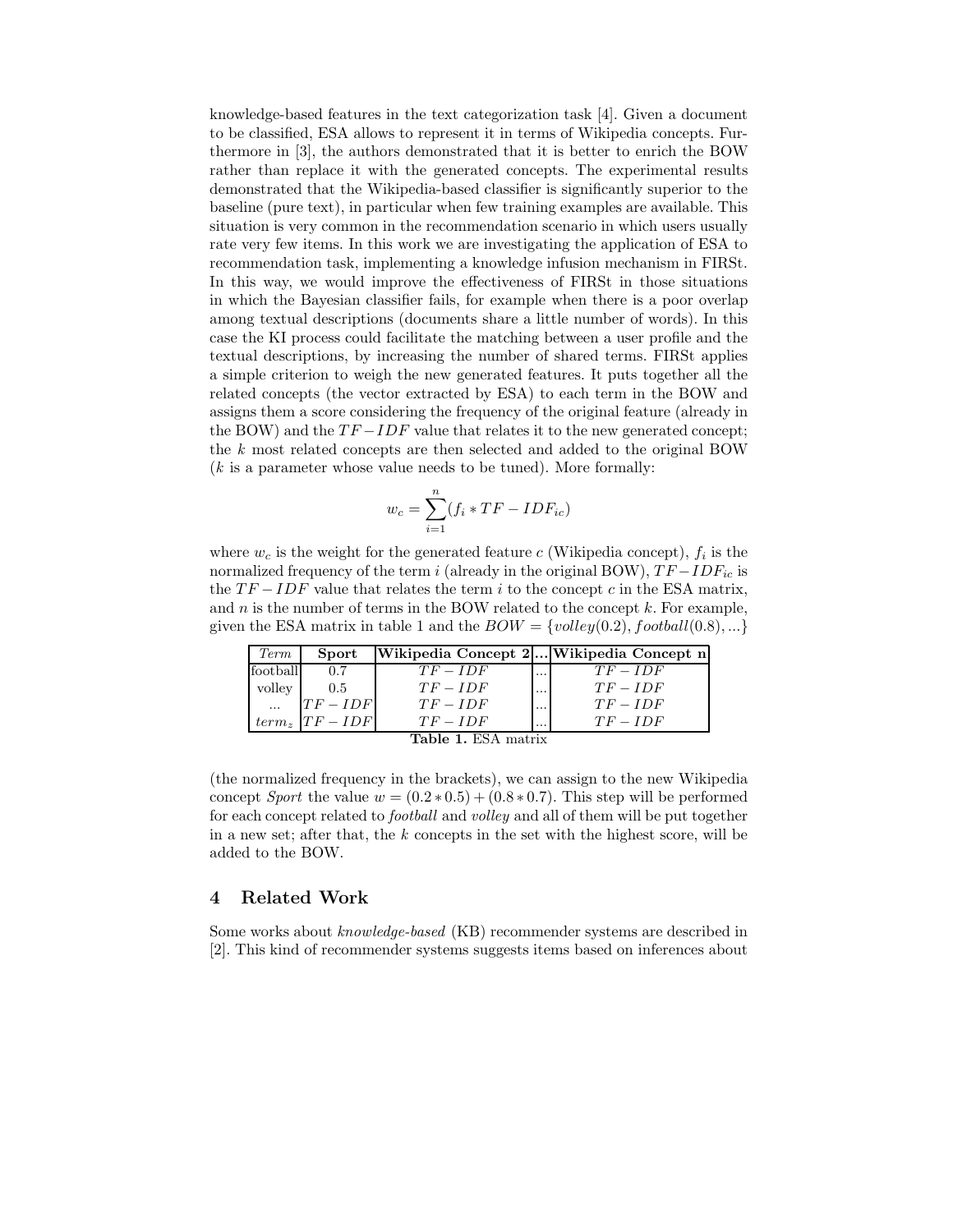knowledge-based features in the text categorization task [4]. Given a document to be classified, ESA allows to represent it in terms of Wikipedia concepts. Furthermore in [3], the authors demonstrated that it is better to enrich the BOW rather than replace it with the generated concepts. The experimental results demonstrated that the Wikipedia-based classifier is significantly superior to the baseline (pure text), in particular when few training examples are available. This situation is very common in the recommendation scenario in which users usually rate very few items. In this work we are investigating the application of ESA to recommendation task, implementing a knowledge infusion mechanism in FIRSt. In this way, we would improve the effectiveness of FIRSt in those situations in which the Bayesian classifier fails, for example when there is a poor overlap among textual descriptions (documents share a little number of words). In this case the KI process could facilitate the matching between a user profile and the textual descriptions, by increasing the number of shared terms. FIRSt applies a simple criterion to weigh the new generated features. It puts together all the related concepts (the vector extracted by ESA) to each term in the BOW and assigns them a score considering the frequency of the original feature (already in the BOW) and the $TF-IDF$ value that relates it to the new generated concept; the $k$ most related concepts are then selected and added to the original BOW ($k$ is a parameter whose value needs to be tuned). More formally:

$$w_c = \sum_{i=1}^{n} (f_i * TF - IDF_{ic})$$

where $w_c$ is the weight for the generated feature $c$ (Wikipedia concept), $f_i$ is the normalized frequency of the term $i$ (already in the original BOW), $TF-IDF_{ic}$ is the $TF-IDF$ value that relates the term $i$ to the concept $c$ in the ESA matrix, and $n$ is the number of terms in the BOW related to the concept $k$. For example, given the ESA matrix in table 1 and the $BOW = \{volley(0.2), football(0.8), ...\}$

| *Term* | **Sport** | **Wikipedia Concept 2** | **...** | **Wikipedia Concept n** |
|---|---|---|---|---|
| football | 0.7 | $TF-IDF$ | ... | $TF-IDF$ |
| volley | 0.5 | $TF-IDF$ | ... | $TF-IDF$ |
| ... | $TF-IDF$ | $TF-IDF$ | ... | $TF-IDF$ |
| $term_z$ | $TF-IDF$ | $TF-IDF$ | ... | $TF-IDF$ |

**Table 1.** ESA matrix

(the normalized frequency in the brackets), we can assign to the new Wikipedia concept *Sport* the value $w = (0.2 * 0.5) + (0.8 * 0.7)$. This step will be performed for each concept related to *football* and *volley* and all of them will be put together in a new set; after that, the $k$ concepts in the set with the highest score, will be added to the BOW.

## 4 Related Work

Some works about *knowledge-based* (KB) recommender systems are described in [2]. This kind of recommender systems suggests items based on inferences about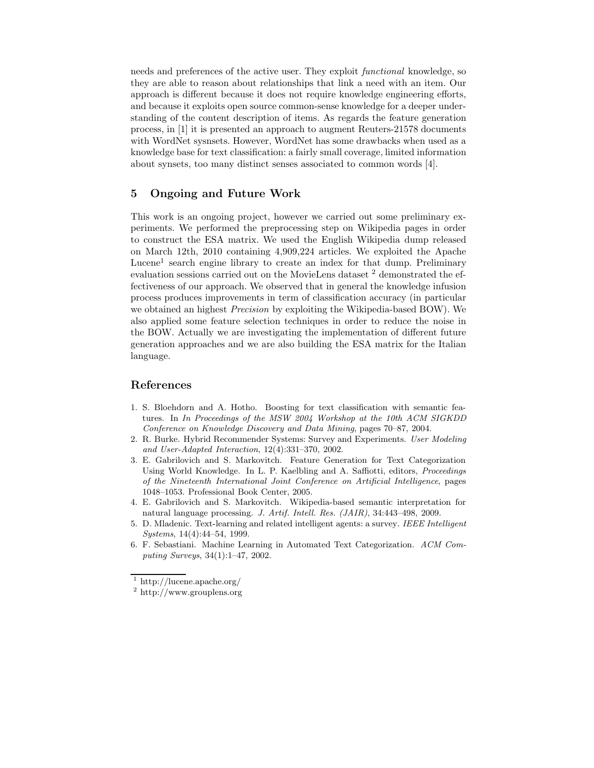needs and preferences of the active user. They exploit *functional* knowledge, so they are able to reason about relationships that link a need with an item. Our approach is different because it does not require knowledge engineering efforts, and because it exploits open source common-sense knowledge for a deeper understanding of the content description of items. As regards the feature generation process, in [1] it is presented an approach to augment Reuters-21578 documents with WordNet sysnsets. However, WordNet has some drawbacks when used as a knowledge base for text classification: a fairly small coverage, limited information about synsets, too many distinct senses associated to common words [4].

## 5 Ongoing and Future Work

This work is an ongoing project, however we carried out some preliminary experiments. We performed the preprocessing step on Wikipedia pages in order to construct the ESA matrix. We used the English Wikipedia dump released on March 12th, 2010 containing 4,909,224 articles. We exploited the Apache Lucene[1] search engine library to create an index for that dump. Preliminary evaluation sessions carried out on the MovieLens dataset [2] demonstrated the effectiveness of our approach. We observed that in general the knowledge infusion process produces improvements in term of classification accuracy (in particular we obtained an highest *Precision* by exploiting the Wikipedia-based BOW). We also applied some feature selection techniques in order to reduce the noise in the BOW. Actually we are investigating the implementation of different future generation approaches and we are also building the ESA matrix for the Italian language.

## References

1. S. Bloehdorn and A. Hotho. Boosting for text classification with semantic features. In *In Proceedings of the MSW 2004 Workshop at the 10th ACM SIGKDD Conference on Knowledge Discovery and Data Mining*, pages 70–87, 2004.
2. R. Burke. Hybrid Recommender Systems: Survey and Experiments. *User Modeling and User-Adapted Interaction*, 12(4):331–370, 2002.
3. E. Gabrilovich and S. Markovitch. Feature Generation for Text Categorization Using World Knowledge. In L. P. Kaelbling and A. Saffiotti, editors, *Proceedings of the Nineteenth International Joint Conference on Artificial Intelligence*, pages 1048–1053. Professional Book Center, 2005.
4. E. Gabrilovich and S. Markovitch. Wikipedia-based semantic interpretation for natural language processing. *J. Artif. Intell. Res. (JAIR)*, 34:443–498, 2009.
5. D. Mladenic. Text-learning and related intelligent agents: a survey. *IEEE Intelligent Systems*, 14(4):44–54, 1999.
6. F. Sebastiani. Machine Learning in Automated Text Categorization. *ACM Computing Surveys*, 34(1):1–47, 2002.

[1] http://lucene.apache.org/

[2] http://www.grouplens.org